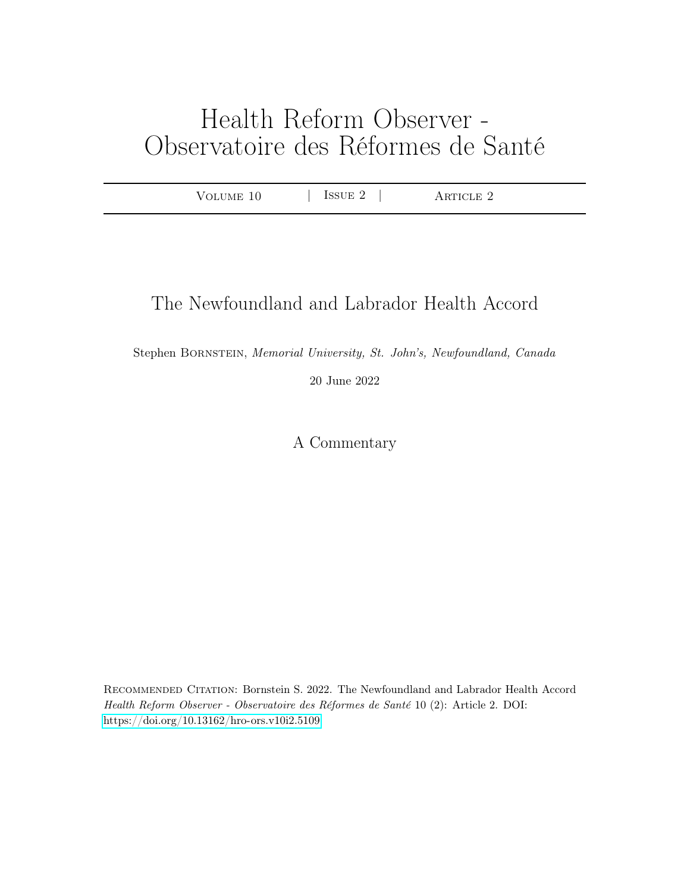# Health Reform Observer - Observatoire des Réformes de Santé

Volume 10 | Issue 2 | Article 2

## The Newfoundland and Labrador Health Accord

Stephen Bornstein, *Memorial University, St. John's, Newfoundland, Canada*

20 June 2022

### A Commentary

Recommended Citation: Bornstein S. 2022. The Newfoundland and Labrador Health Accord *Health Reform Observer - Observatoire des Réformes de Santé* 10 (2): Article 2. DOI: https://doi.org/10.13162/hro-ors.v10i2.5109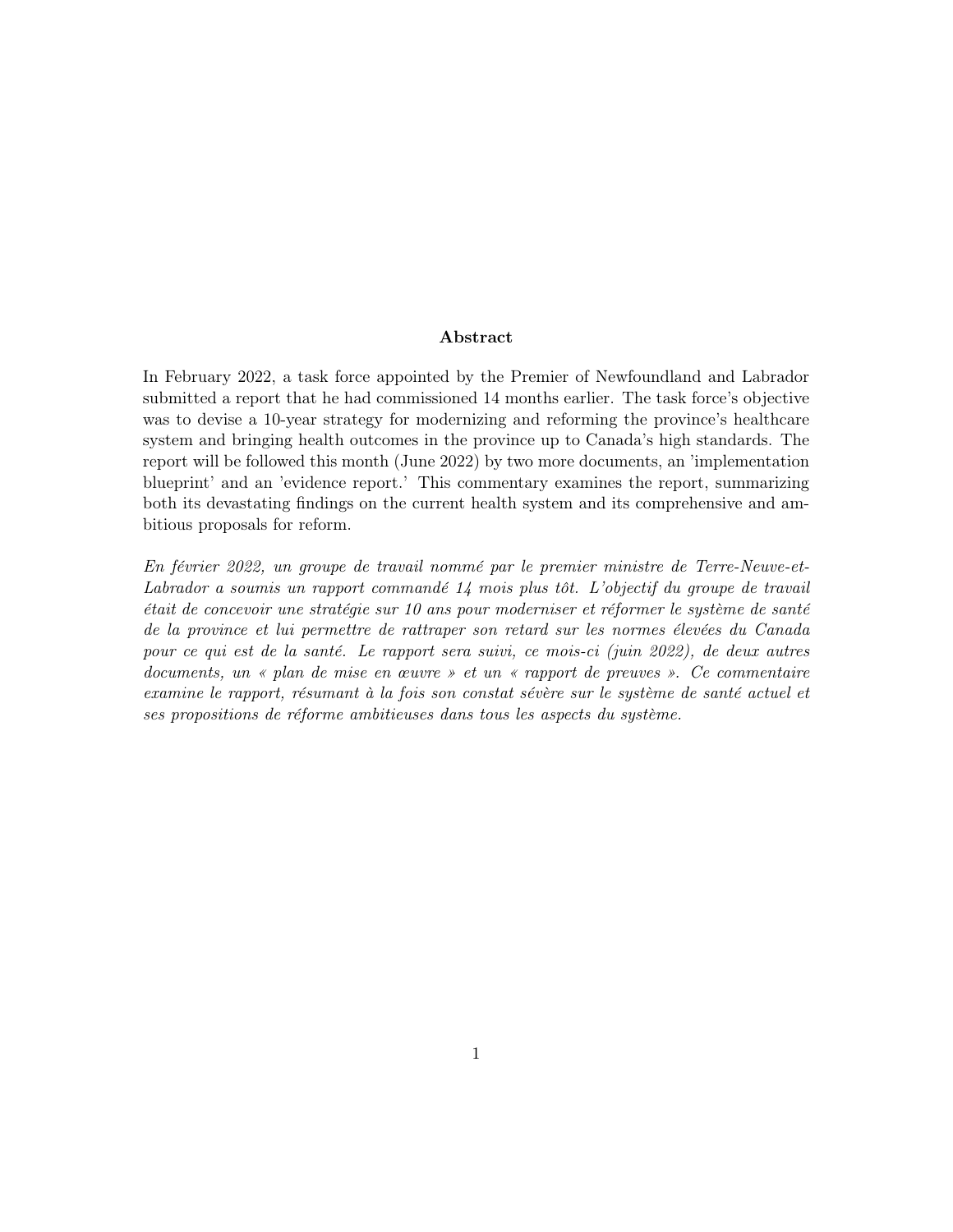### Abstract

In February 2022, a task force appointed by the Premier of Newfoundland and Labrador submitted a report that he had commissioned 14 months earlier. The task force's objective was to devise a 10-year strategy for modernizing and reforming the province's healthcare system and bringing health outcomes in the province up to Canada's high standards. The report will be followed this month (June 2022) by two more documents, an 'implementation blueprint' and an 'evidence report.' This commentary examines the report, summarizing both its devastating findings on the current health system and its comprehensive and ambitious proposals for reform.

*En février 2022, un groupe de travail nommé par le premier ministre de Terre-Neuve-et-Labrador a soumis un rapport commandé 14 mois plus tôt. L'objectif du groupe de travail était de concevoir une stratégie sur 10 ans pour moderniser et réformer le système de santé de la province et lui permettre de rattraper son retard sur les normes élevées du Canada pour ce qui est de la santé. Le rapport sera suivi, ce mois-ci (juin 2022), de deux autres documents, un « plan de mise en œuvre » et un « rapport de preuves ». Ce commentaire examine le rapport, résumant à la fois son constat sévère sur le système de santé actuel et ses propositions de réforme ambitieuses dans tous les aspects du système.*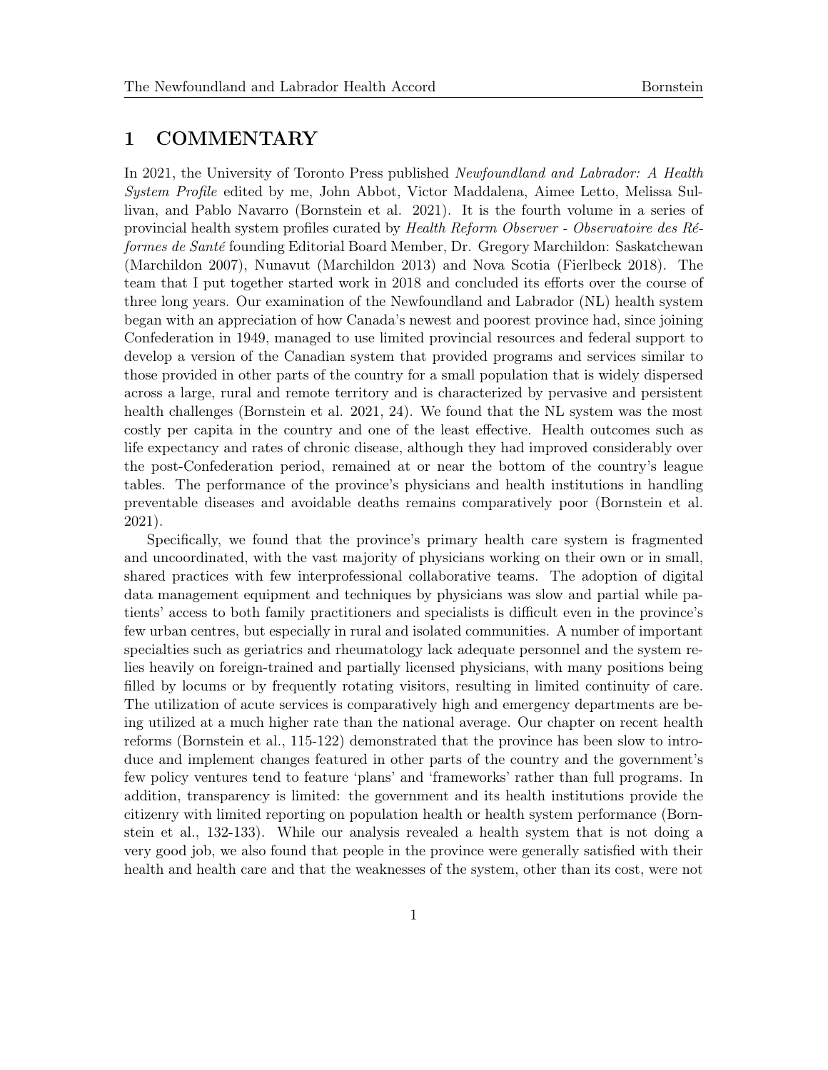# 1 COMMENTARY

In 2021, the University of Toronto Press published *Newfoundland and Labrador: A Health System Profile* edited by me, John Abbot, Victor Maddalena, Aimee Letto, Melissa Sullivan, and Pablo Navarro (Bornstein et al. 2021). It is the fourth volume in a series of provincial health system profiles curated by *Health Reform Observer - Observatoire des Réformes de Santé* founding Editorial Board Member, Dr. Gregory Marchildon: Saskatchewan (Marchildon 2007), Nunavut (Marchildon 2013) and Nova Scotia (Fierlbeck 2018). The team that I put together started work in 2018 and concluded its efforts over the course of three long years. Our examination of the Newfoundland and Labrador (NL) health system began with an appreciation of how Canada's newest and poorest province had, since joining Confederation in 1949, managed to use limited provincial resources and federal support to develop a version of the Canadian system that provided programs and services similar to those provided in other parts of the country for a small population that is widely dispersed across a large, rural and remote territory and is characterized by pervasive and persistent health challenges (Bornstein et al. 2021, 24). We found that the NL system was the most costly per capita in the country and one of the least effective. Health outcomes such as life expectancy and rates of chronic disease, although they had improved considerably over the post-Confederation period, remained at or near the bottom of the country's league tables. The performance of the province's physicians and health institutions in handling preventable diseases and avoidable deaths remains comparatively poor (Bornstein et al. 2021).

Specifically, we found that the province's primary health care system is fragmented and uncoordinated, with the vast majority of physicians working on their own or in small, shared practices with few interprofessional collaborative teams. The adoption of digital data management equipment and techniques by physicians was slow and partial while patients' access to both family practitioners and specialists is difficult even in the province's few urban centres, but especially in rural and isolated communities. A number of important specialties such as geriatrics and rheumatology lack adequate personnel and the system relies heavily on foreign-trained and partially licensed physicians, with many positions being filled by locums or by frequently rotating visitors, resulting in limited continuity of care. The utilization of acute services is comparatively high and emergency departments are being utilized at a much higher rate than the national average. Our chapter on recent health reforms (Bornstein et al., 115-122) demonstrated that the province has been slow to introduce and implement changes featured in other parts of the country and the government's few policy ventures tend to feature 'plans' and 'frameworks' rather than full programs. In addition, transparency is limited: the government and its health institutions provide the citizenry with limited reporting on population health or health system performance (Bornstein et al., 132-133). While our analysis revealed a health system that is not doing a very good job, we also found that people in the province were generally satisfied with their health and health care and that the weaknesses of the system, other than its cost, were not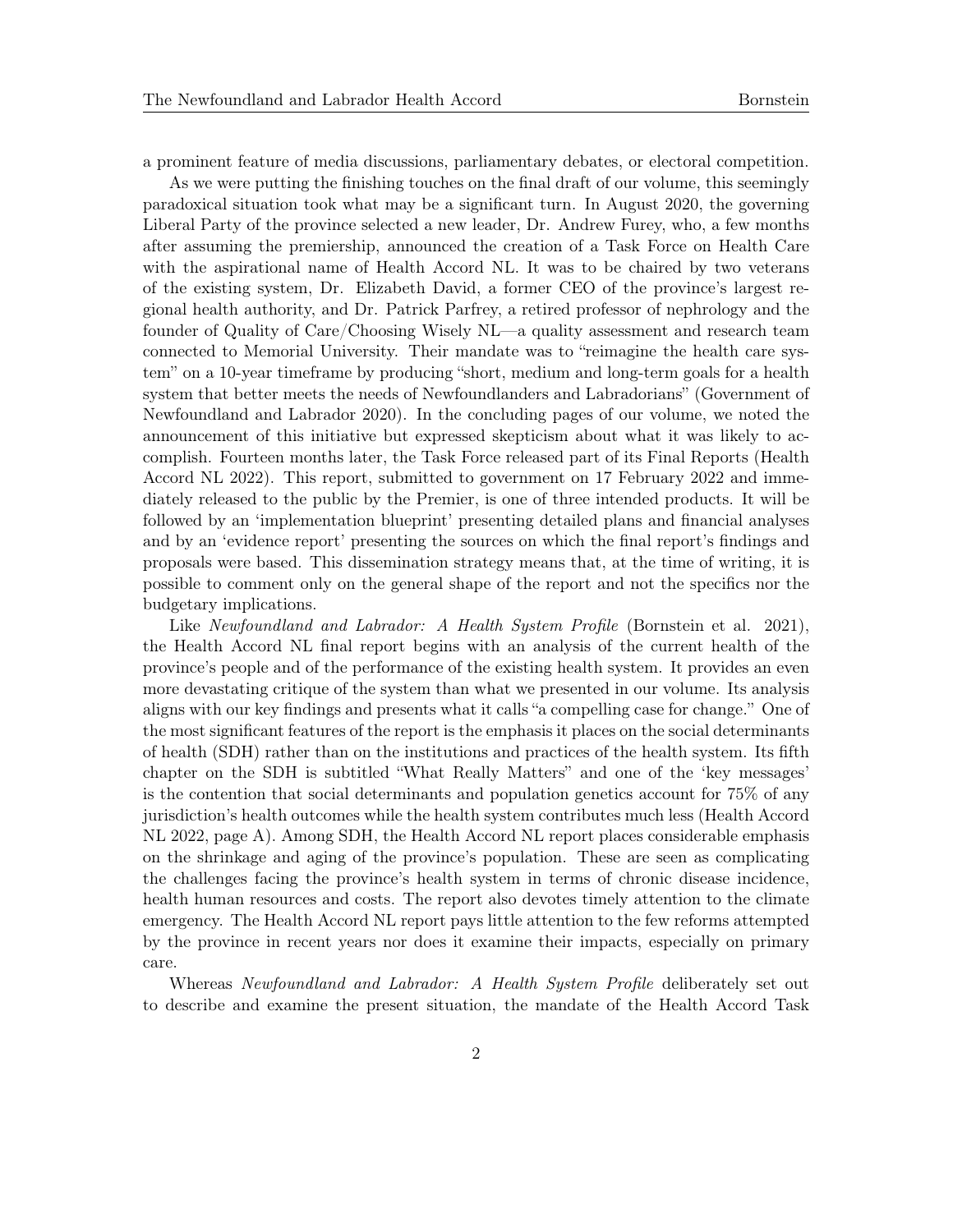a prominent feature of media discussions, parliamentary debates, or electoral competition.

As we were putting the finishing touches on the final draft of our volume, this seemingly paradoxical situation took what may be a significant turn. In August 2020, the governing Liberal Party of the province selected a new leader, Dr. Andrew Furey, who, a few months after assuming the premiership, announced the creation of a Task Force on Health Care with the aspirational name of Health Accord NL. It was to be chaired by two veterans of the existing system, Dr. Elizabeth David, a former CEO of the province's largest regional health authority, and Dr. Patrick Parfrey, a retired professor of nephrology and the founder of Quality of Care/Choosing Wisely NL—a quality assessment and research team connected to Memorial University. Their mandate was to "reimagine the health care system" on a 10-year timeframe by producing "short, medium and long-term goals for a health system that better meets the needs of Newfoundlanders and Labradorians" (Government of Newfoundland and Labrador 2020). In the concluding pages of our volume, we noted the announcement of this initiative but expressed skepticism about what it was likely to accomplish. Fourteen months later, the Task Force released part of its Final Reports (Health Accord NL 2022). This report, submitted to government on 17 February 2022 and immediately released to the public by the Premier, is one of three intended products. It will be followed by an 'implementation blueprint' presenting detailed plans and financial analyses and by an 'evidence report' presenting the sources on which the final report's findings and proposals were based. This dissemination strategy means that, at the time of writing, it is possible to comment only on the general shape of the report and not the specifics nor the budgetary implications.

Like *Newfoundland and Labrador: A Health System Profile* (Bornstein et al. 2021), the Health Accord NL final report begins with an analysis of the current health of the province's people and of the performance of the existing health system. It provides an even more devastating critique of the system than what we presented in our volume. Its analysis aligns with our key findings and presents what it calls "a compelling case for change." One of the most significant features of the report is the emphasis it places on the social determinants of health (SDH) rather than on the institutions and practices of the health system. Its fifth chapter on the SDH is subtitled "What Really Matters" and one of the 'key messages' is the contention that social determinants and population genetics account for 75% of any jurisdiction's health outcomes while the health system contributes much less (Health Accord NL 2022, page A). Among SDH, the Health Accord NL report places considerable emphasis on the shrinkage and aging of the province's population. These are seen as complicating the challenges facing the province's health system in terms of chronic disease incidence, health human resources and costs. The report also devotes timely attention to the climate emergency. The Health Accord NL report pays little attention to the few reforms attempted by the province in recent years nor does it examine their impacts, especially on primary care.

Whereas *Newfoundland and Labrador: A Health System Profile* deliberately set out to describe and examine the present situation, the mandate of the Health Accord Task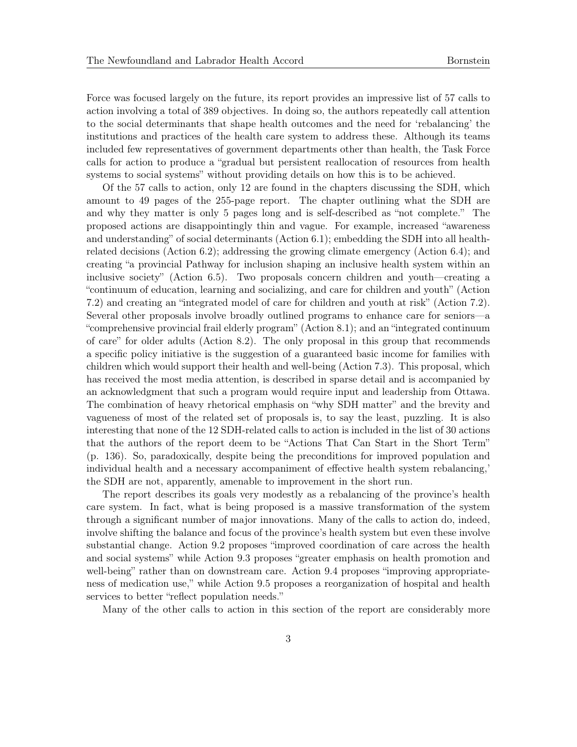Force was focused largely on the future, its report provides an impressive list of 57 calls to action involving a total of 389 objectives. In doing so, the authors repeatedly call attention to the social determinants that shape health outcomes and the need for 'rebalancing' the institutions and practices of the health care system to address these. Although its teams included few representatives of government departments other than health, the Task Force calls for action to produce a "gradual but persistent reallocation of resources from health systems to social systems" without providing details on how this is to be achieved.

Of the 57 calls to action, only 12 are found in the chapters discussing the SDH, which amount to 49 pages of the 255-page report. The chapter outlining what the SDH are and why they matter is only 5 pages long and is self-described as "not complete." The proposed actions are disappointingly thin and vague. For example, increased "awareness and understanding" of social determinants (Action 6.1); embedding the SDH into all health-related decisions (Action 6.2); addressing the growing climate emergency (Action 6.4); and creating "a provincial Pathway for inclusion shaping an inclusive health system within an inclusive society" (Action 6.5). Two proposals concern children and youth—creating a "continuum of education, learning and socializing, and care for children and youth" (Action 7.2) and creating an "integrated model of care for children and youth at risk" (Action 7.2). Several other proposals involve broadly outlined programs to enhance care for seniors—a "comprehensive provincial frail elderly program" (Action 8.1); and an "integrated continuum of care" for older adults (Action 8.2). The only proposal in this group that recommends a specific policy initiative is the suggestion of a guaranteed basic income for families with children which would support their health and well-being (Action 7.3). This proposal, which has received the most media attention, is described in sparse detail and is accompanied by an acknowledgment that such a program would require input and leadership from Ottawa. The combination of heavy rhetorical emphasis on "why SDH matter" and the brevity and vagueness of most of the related set of proposals is, to say the least, puzzling. It is also interesting that none of the 12 SDH-related calls to action is included in the list of 30 actions that the authors of the report deem to be "Actions That Can Start in the Short Term" (p. 136). So, paradoxically, despite being the preconditions for improved population and individual health and a necessary accompaniment of effective health system rebalancing,' the SDH are not, apparently, amenable to improvement in the short run.

The report describes its goals very modestly as a rebalancing of the province's health care system. In fact, what is being proposed is a massive transformation of the system through a significant number of major innovations. Many of the calls to action do, indeed, involve shifting the balance and focus of the province's health system but even these involve substantial change. Action 9.2 proposes "improved coordination of care across the health and social systems" while Action 9.3 proposes "greater emphasis on health promotion and well-being" rather than on downstream care. Action 9.4 proposes "improving appropriateness of medication use," while Action 9.5 proposes a reorganization of hospital and health services to better "reflect population needs."

Many of the other calls to action in this section of the report are considerably more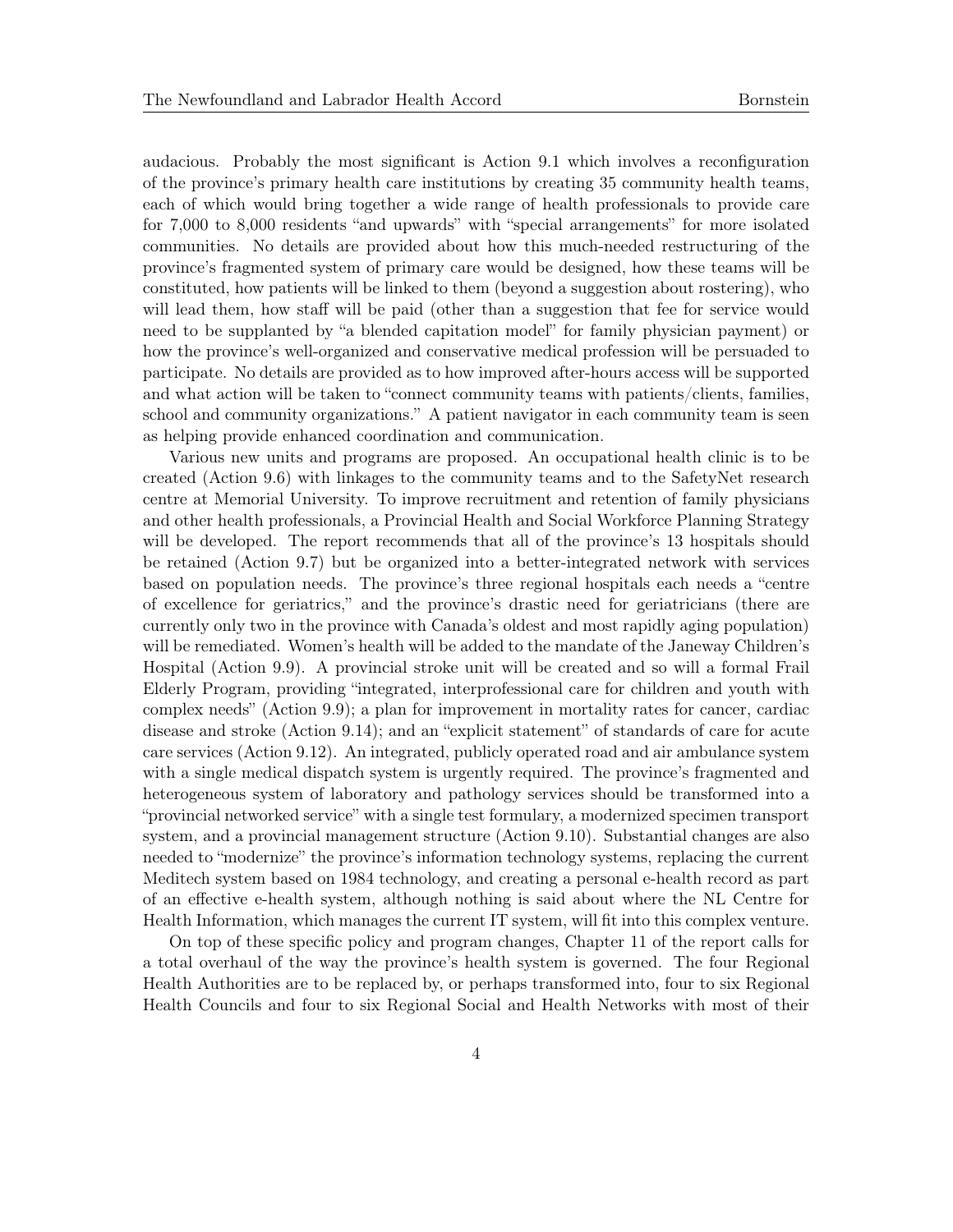audacious. Probably the most significant is Action 9.1 which involves a reconfiguration of the province's primary health care institutions by creating 35 community health teams, each of which would bring together a wide range of health professionals to provide care for 7,000 to 8,000 residents "and upwards" with "special arrangements" for more isolated communities. No details are provided about how this much-needed restructuring of the province's fragmented system of primary care would be designed, how these teams will be constituted, how patients will be linked to them (beyond a suggestion about rostering), who will lead them, how staff will be paid (other than a suggestion that fee for service would need to be supplanted by "a blended capitation model" for family physician payment) or how the province's well-organized and conservative medical profession will be persuaded to participate. No details are provided as to how improved after-hours access will be supported and what action will be taken to "connect community teams with patients/clients, families, school and community organizations." A patient navigator in each community team is seen as helping provide enhanced coordination and communication.

Various new units and programs are proposed. An occupational health clinic is to be created (Action 9.6) with linkages to the community teams and to the SafetyNet research centre at Memorial University. To improve recruitment and retention of family physicians and other health professionals, a Provincial Health and Social Workforce Planning Strategy will be developed. The report recommends that all of the province's 13 hospitals should be retained (Action 9.7) but be organized into a better-integrated network with services based on population needs. The province's three regional hospitals each needs a "centre of excellence for geriatrics," and the province's drastic need for geriatricians (there are currently only two in the province with Canada's oldest and most rapidly aging population) will be remediated. Women's health will be added to the mandate of the Janeway Children's Hospital (Action 9.9). A provincial stroke unit will be created and so will a formal Frail Elderly Program, providing "integrated, interprofessional care for children and youth with complex needs" (Action 9.9); a plan for improvement in mortality rates for cancer, cardiac disease and stroke (Action 9.14); and an "explicit statement" of standards of care for acute care services (Action 9.12). An integrated, publicly operated road and air ambulance system with a single medical dispatch system is urgently required. The province's fragmented and heterogeneous system of laboratory and pathology services should be transformed into a "provincial networked service" with a single test formulary, a modernized specimen transport system, and a provincial management structure (Action 9.10). Substantial changes are also needed to "modernize" the province's information technology systems, replacing the current Meditech system based on 1984 technology, and creating a personal e-health record as part of an effective e-health system, although nothing is said about where the NL Centre for Health Information, which manages the current IT system, will fit into this complex venture.

On top of these specific policy and program changes, Chapter 11 of the report calls for a total overhaul of the way the province's health system is governed. The four Regional Health Authorities are to be replaced by, or perhaps transformed into, four to six Regional Health Councils and four to six Regional Social and Health Networks with most of their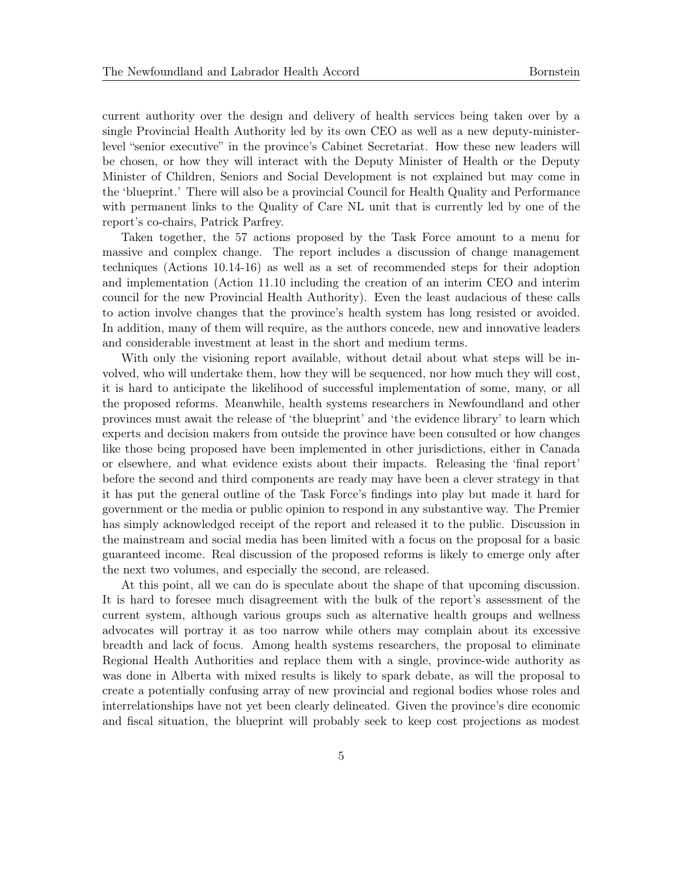current authority over the design and delivery of health services being taken over by a single Provincial Health Authority led by its own CEO as well as a new deputy-minister-level "senior executive" in the province's Cabinet Secretariat. How these new leaders will be chosen, or how they will interact with the Deputy Minister of Health or the Deputy Minister of Children, Seniors and Social Development is not explained but may come in the 'blueprint.' There will also be a provincial Council for Health Quality and Performance with permanent links to the Quality of Care NL unit that is currently led by one of the report's co-chairs, Patrick Parfrey.

Taken together, the 57 actions proposed by the Task Force amount to a menu for massive and complex change. The report includes a discussion of change management techniques (Actions 10.14-16) as well as a set of recommended steps for their adoption and implementation (Action 11.10 including the creation of an interim CEO and interim council for the new Provincial Health Authority). Even the least audacious of these calls to action involve changes that the province's health system has long resisted or avoided. In addition, many of them will require, as the authors concede, new and innovative leaders and considerable investment at least in the short and medium terms.

With only the visioning report available, without detail about what steps will be involved, who will undertake them, how they will be sequenced, nor how much they will cost, it is hard to anticipate the likelihood of successful implementation of some, many, or all the proposed reforms. Meanwhile, health systems researchers in Newfoundland and other provinces must await the release of 'the blueprint' and 'the evidence library' to learn which experts and decision makers from outside the province have been consulted or how changes like those being proposed have been implemented in other jurisdictions, either in Canada or elsewhere, and what evidence exists about their impacts. Releasing the 'final report' before the second and third components are ready may have been a clever strategy in that it has put the general outline of the Task Force's findings into play but made it hard for government or the media or public opinion to respond in any substantive way. The Premier has simply acknowledged receipt of the report and released it to the public. Discussion in the mainstream and social media has been limited with a focus on the proposal for a basic guaranteed income. Real discussion of the proposed reforms is likely to emerge only after the next two volumes, and especially the second, are released.

At this point, all we can do is speculate about the shape of that upcoming discussion. It is hard to foresee much disagreement with the bulk of the report's assessment of the current system, although various groups such as alternative health groups and wellness advocates will portray it as too narrow while others may complain about its excessive breadth and lack of focus. Among health systems researchers, the proposal to eliminate Regional Health Authorities and replace them with a single, province-wide authority as was done in Alberta with mixed results is likely to spark debate, as will the proposal to create a potentially confusing array of new provincial and regional bodies whose roles and interrelationships have not yet been clearly delineated. Given the province's dire economic and fiscal situation, the blueprint will probably seek to keep cost projections as modest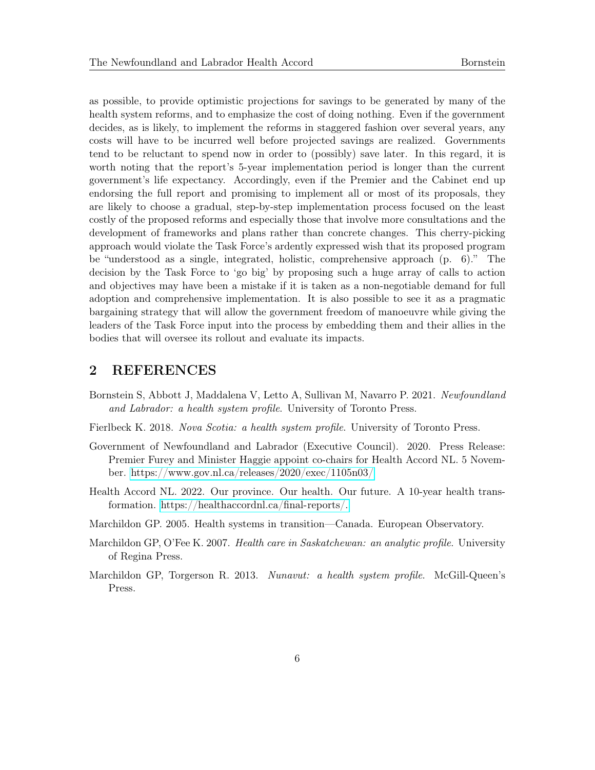as possible, to provide optimistic projections for savings to be generated by many of the health system reforms, and to emphasize the cost of doing nothing. Even if the government decides, as is likely, to implement the reforms in staggered fashion over several years, any costs will have to be incurred well before projected savings are realized. Governments tend to be reluctant to spend now in order to (possibly) save later. In this regard, it is worth noting that the report's 5-year implementation period is longer than the current government's life expectancy. Accordingly, even if the Premier and the Cabinet end up endorsing the full report and promising to implement all or most of its proposals, they are likely to choose a gradual, step-by-step implementation process focused on the least costly of the proposed reforms and especially those that involve more consultations and the development of frameworks and plans rather than concrete changes. This cherry-picking approach would violate the Task Force's ardently expressed wish that its proposed program be "understood as a single, integrated, holistic, comprehensive approach (p. 6)." The decision by the Task Force to 'go big' by proposing such a huge array of calls to action and objectives may have been a mistake if it is taken as a non-negotiable demand for full adoption and comprehensive implementation. It is also possible to see it as a pragmatic bargaining strategy that will allow the government freedom of manoeuvre while giving the leaders of the Task Force input into the process by embedding them and their allies in the bodies that will oversee its rollout and evaluate its impacts.

## 2 REFERENCES

Bornstein S, Abbott J, Maddalena V, Letto A, Sullivan M, Navarro P. 2021. *Newfoundland and Labrador: a health system profile*. University of Toronto Press.

Fierlbeck K. 2018. *Nova Scotia: a health system profile*. University of Toronto Press.

Government of Newfoundland and Labrador (Executive Council). 2020. Press Release: Premier Furey and Minister Haggie appoint co-chairs for Health Accord NL. 5 November. https://www.gov.nl.ca/releases/2020/exec/1105n03/

Health Accord NL. 2022. Our province. Our health. Our future. A 10-year health transformation. https://healthaccordnl.ca/final-reports/.

Marchildon GP. 2005. Health systems in transition—Canada. European Observatory.

Marchildon GP, O'Fee K. 2007. *Health care in Saskatchewan: an analytic profile*. University of Regina Press.

Marchildon GP, Torgerson R. 2013. *Nunavut: a health system profile*. McGill-Queen's Press.